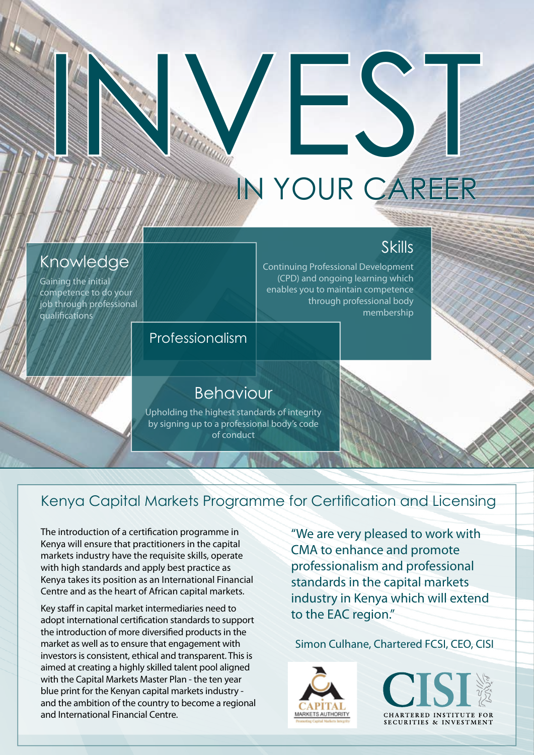# INVEST

## IN YOUR CAREER

### Knowledge

Gaining the initial competence to do your job through professional qualifications

### Skills

Continuing Professional Development (CPD) and ongoing learning which enables you to maintain competence through professional body membership

### Professionalism

### Behaviour

Upholding the highest standards of integrity by signing up to a professional body's code of conduct

## Kenya Capital Markets Programme for Certification and Licensing

The introduction of a certification programme in Kenya will ensure that practitioners in the capital markets industry have the requisite skills, operate with high standards and apply best practice as Kenya takes its position as an International Financial Centre and as the heart of African capital markets.

Key staff in capital market intermediaries need to adopt international certification standards to support the introduction of more diversified products in the market as well as to ensure that engagement with investors is consistent, ethical and transparent. This is aimed at creating a highly skilled talent pool aligned with the Capital Markets Master Plan - the ten year blue print for the Kenyan capital markets industry - and the ambition of the country to become a regional and International Financial Centre.

"We are very pleased to work with CMA to enhance and promote professionalism and professional standards in the capital markets industry in Kenya which will extend to the EAC region."

Simon Culhane, Chartered FCSI, CEO, CISI

CAPITAL MARKETS AUTHORITY
Promoting Capital Markets Integrity

CISI
CHARTERED INSTITUTE FOR SECURITIES & INVESTMENT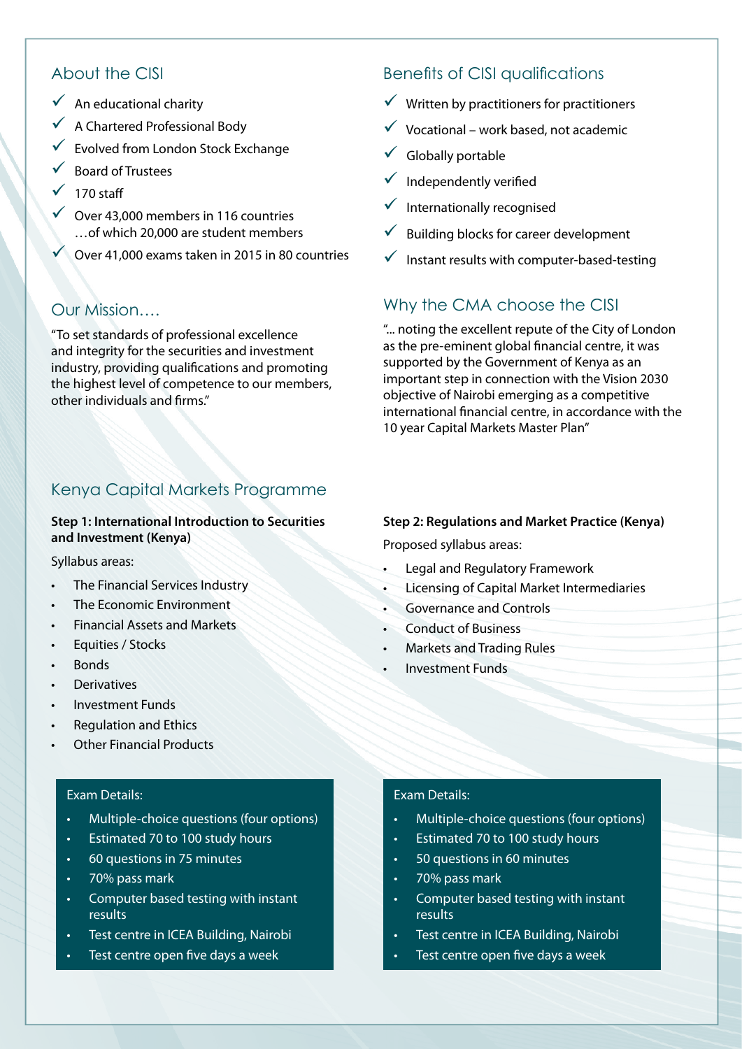## About the CISI

- ✓ An educational charity
- ✓ A Chartered Professional Body
- ✓ Evolved from London Stock Exchange
- ✓ Board of Trustees
- ✓ 170 staff
- ✓ Over 43,000 members in 116 countries …of which 20,000 are student members
- ✓ Over 41,000 exams taken in 2015 in 80 countries

## Our Mission….

"To set standards of professional excellence and integrity for the securities and investment industry, providing qualifications and promoting the highest level of competence to our members, other individuals and firms."

## Benefits of CISI qualifications

- ✓ Written by practitioners for practitioners
- ✓ Vocational – work based, not academic
- ✓ Globally portable
- ✓ Independently verified
- ✓ Internationally recognised
- ✓ Building blocks for career development
- ✓ Instant results with computer-based-testing

## Why the CMA choose the CISI

"... noting the excellent repute of the City of London as the pre-eminent global financial centre, it was supported by the Government of Kenya as an important step in connection with the Vision 2030 objective of Nairobi emerging as a competitive international financial centre, in accordance with the 10 year Capital Markets Master Plan"

## Kenya Capital Markets Programme

**Step 1: International Introduction to Securities and Investment (Kenya)**

Syllabus areas:

- The Financial Services Industry
- The Economic Environment
- Financial Assets and Markets
- Equities / Stocks
- Bonds
- Derivatives
- Investment Funds
- Regulation and Ethics
- Other Financial Products

Exam Details:

- Multiple-choice questions (four options)
- Estimated 70 to 100 study hours
- 60 questions in 75 minutes
- 70% pass mark
- Computer based testing with instant results
- Test centre in ICEA Building, Nairobi
- Test centre open five days a week

**Step 2: Regulations and Market Practice (Kenya)**

Proposed syllabus areas:

- Legal and Regulatory Framework
- Licensing of Capital Market Intermediaries
- Governance and Controls
- Conduct of Business
- Markets and Trading Rules
- Investment Funds

Exam Details:

- Multiple-choice questions (four options)
- Estimated 70 to 100 study hours
- 50 questions in 60 minutes
- 70% pass mark
- Computer based testing with instant results
- Test centre in ICEA Building, Nairobi
- Test centre open five days a week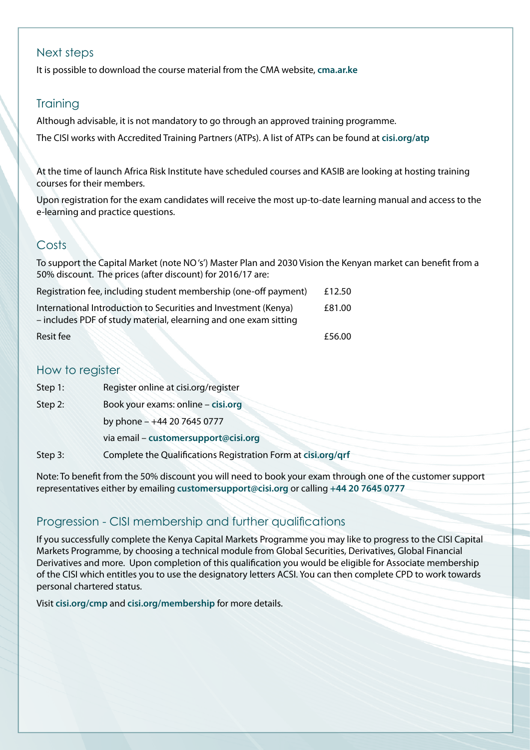## Next steps

It is possible to download the course material from the CMA website, **cma.ar.ke**

## Training

Although advisable, it is not mandatory to go through an approved training programme.

The CISI works with Accredited Training Partners (ATPs). A list of ATPs can be found at **cisi.org/atp**

At the time of launch Africa Risk Institute have scheduled courses and KASIB are looking at hosting training courses for their members.

Upon registration for the exam candidates will receive the most up-to-date learning manual and access to the e-learning and practice questions.

## Costs

To support the Capital Market (note NO 's') Master Plan and 2030 Vision the Kenyan market can benefit from a 50% discount. The prices (after discount) for 2016/17 are:

| | |
|---|---|
| Registration fee, including student membership (one-off payment) | £12.50 |
| International Introduction to Securities and Investment (Kenya) – includes PDF of study material, elearning and one exam sitting | £81.00 |
| Resit fee | £56.00 |

## How to register

Step 1: Register online at cisi.org/register

Step 2: Book your exams: online – **cisi.org**
by phone – +44 20 7645 0777
via email – **customersupport@cisi.org**

Step 3: Complete the Qualifications Registration Form at **cisi.org/qrf**

Note: To benefit from the 50% discount you will need to book your exam through one of the customer support representatives either by emailing **customersupport@cisi.org** or calling **+44 20 7645 0777**

## Progression - CISI membership and further qualifications

If you successfully complete the Kenya Capital Markets Programme you may like to progress to the CISI Capital Markets Programme, by choosing a technical module from Global Securities, Derivatives, Global Financial Derivatives and more. Upon completion of this qualification you would be eligible for Associate membership of the CISI which entitles you to use the designatory letters ACSI. You can then complete CPD to work towards personal chartered status.

Visit **cisi.org/cmp** and **cisi.org/membership** for more details.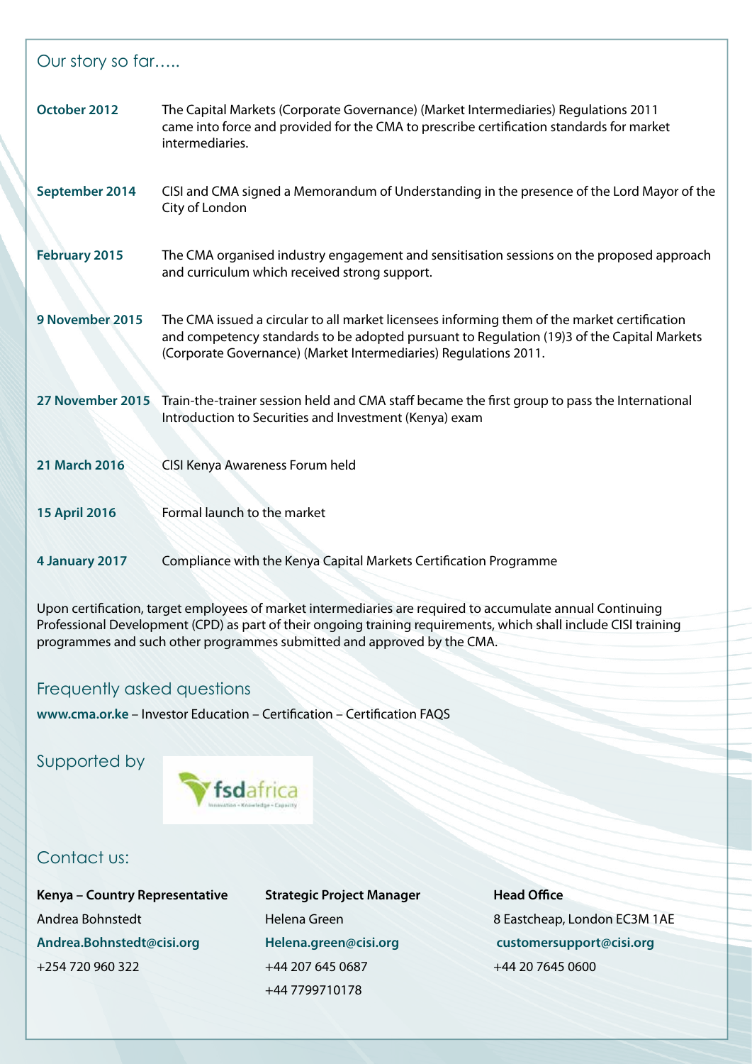## Our story so far…..

| | |
|---|---|
| **October 2012** | The Capital Markets (Corporate Governance) (Market Intermediaries) Regulations 2011 came into force and provided for the CMA to prescribe certification standards for market intermediaries. |
| **September 2014** | CISI and CMA signed a Memorandum of Understanding in the presence of the Lord Mayor of the City of London |
| **February 2015** | The CMA organised industry engagement and sensitisation sessions on the proposed approach and curriculum which received strong support. |
| **9 November 2015** | The CMA issued a circular to all market licensees informing them of the market certification and competency standards to be adopted pursuant to Regulation (19)3 of the Capital Markets (Corporate Governance) (Market Intermediaries) Regulations 2011. |
| **27 November 2015** | Train-the-trainer session held and CMA staff became the first group to pass the International Introduction to Securities and Investment (Kenya) exam |
| **21 March 2016** | CISI Kenya Awareness Forum held |
| **15 April 2016** | Formal launch to the market |
| **4 January 2017** | Compliance with the Kenya Capital Markets Certification Programme |

Upon certification, target employees of market intermediaries are required to accumulate annual Continuing Professional Development (CPD) as part of their ongoing training requirements, which shall include CISI training programmes and such other programmes submitted and approved by the CMA.

## Frequently asked questions

**www.cma.or.ke** – Investor Education – Certification – Certification FAQS

## Supported by

fsdafrica
Innovation • Knowledge • Capacity

## Contact us:

**Kenya – Country Representative**
Andrea Bohnstedt
**Andrea.Bohnstedt@cisi.org**
+254 720 960 322

**Strategic Project Manager**
Helena Green
**Helena.green@cisi.org**
+44 207 645 0687
+44 7799710178

**Head Office**
8 Eastcheap, London EC3M 1AE
**customersupport@cisi.org**
+44 20 7645 0600